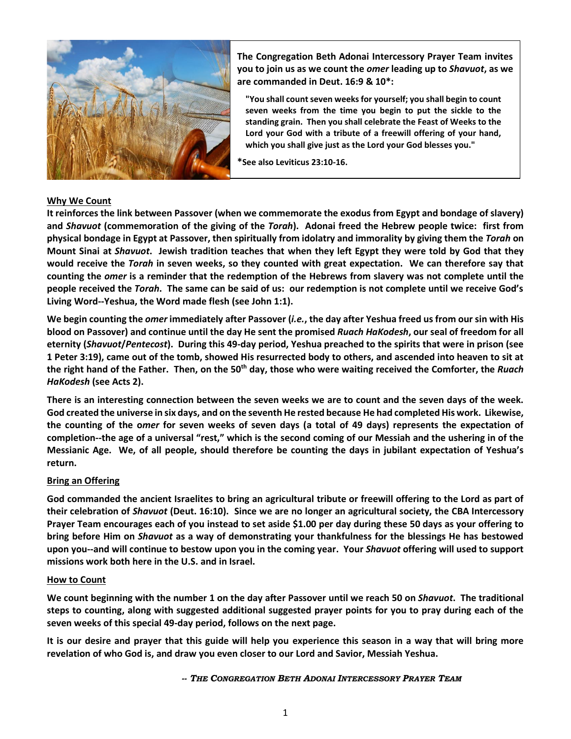**The Congregation Beth Adonai Intercessory Prayer Team invites you to join us as we count the *omer* leading up to *Shavuot*, as we are commanded in Deut. 16:9 & 10*:**

> **"You shall count seven weeks for yourself; you shall begin to count seven weeks from the time you begin to put the sickle to the standing grain. Then you shall celebrate the Feast of Weeks to the Lord your God with a tribute of a freewill offering of your hand, which you shall give just as the Lord your God blesses you."**

**\*See also Leviticus 23:10-16.**

## Why We Count

**It reinforces the link between Passover (when we commemorate the exodus from Egypt and bondage of slavery) and *Shavuot* (commemoration of the giving of the *Torah*). Adonai freed the Hebrew people twice: first from physical bondage in Egypt at Passover, then spiritually from idolatry and immorality by giving them the *Torah* on Mount Sinai at *Shavuot*. Jewish tradition teaches that when they left Egypt they were told by God that they would receive the *Torah* in seven weeks, so they counted with great expectation. We can therefore say that counting the *omer* is a reminder that the redemption of the Hebrews from slavery was not complete until the people received the *Torah*. The same can be said of us: our redemption is not complete until we receive God's Living Word--Yeshua, the Word made flesh (see John 1:1).**

**We begin counting the *omer* immediately after Passover (*i.e.*, the day after Yeshua freed us from our sin with His blood on Passover) and continue until the day He sent the promised *Ruach HaKodesh*, our seal of freedom for all eternity (*Shavuot*/*Pentecost*). During this 49-day period, Yeshua preached to the spirits that were in prison (see 1 Peter 3:19), came out of the tomb, showed His resurrected body to others, and ascended into heaven to sit at the right hand of the Father. Then, on the 50th day, those who were waiting received the Comforter, the *Ruach HaKodesh* (see Acts 2).**

**There is an interesting connection between the seven weeks we are to count and the seven days of the week. God created the universe in six days, and on the seventh He rested because He had completed His work. Likewise, the counting of the *omer* for seven weeks of seven days (a total of 49 days) represents the expectation of completion--the age of a universal "rest," which is the second coming of our Messiah and the ushering in of the Messianic Age. We, of all people, should therefore be counting the days in jubilant expectation of Yeshua's return.**

## Bring an Offering

**God commanded the ancient Israelites to bring an agricultural tribute or freewill offering to the Lord as part of their celebration of *Shavuot* (Deut. 16:10). Since we are no longer an agricultural society, the CBA Intercessory Prayer Team encourages each of you instead to set aside $1.00 per day during these 50 days as your offering to bring before Him on *Shavuot* as a way of demonstrating your thankfulness for the blessings He has bestowed upon you--and will continue to bestow upon you in the coming year. Your *Shavuot* offering will used to support missions work both here in the U.S. and in Israel.**

## How to Count

**We count beginning with the number 1 on the day after Passover until we reach 50 on *Shavuot*. The traditional steps to counting, along with suggested additional suggested prayer points for you to pray during each of the seven weeks of this special 49-day period, follows on the next page.**

**It is our desire and prayer that this guide will help you experience this season in a way that will bring more revelation of who God is, and draw you even closer to our Lord and Savior, Messiah Yeshua.**

*-- THE CONGREGATION BETH ADONAI INTERCESSORY PRAYER TEAM*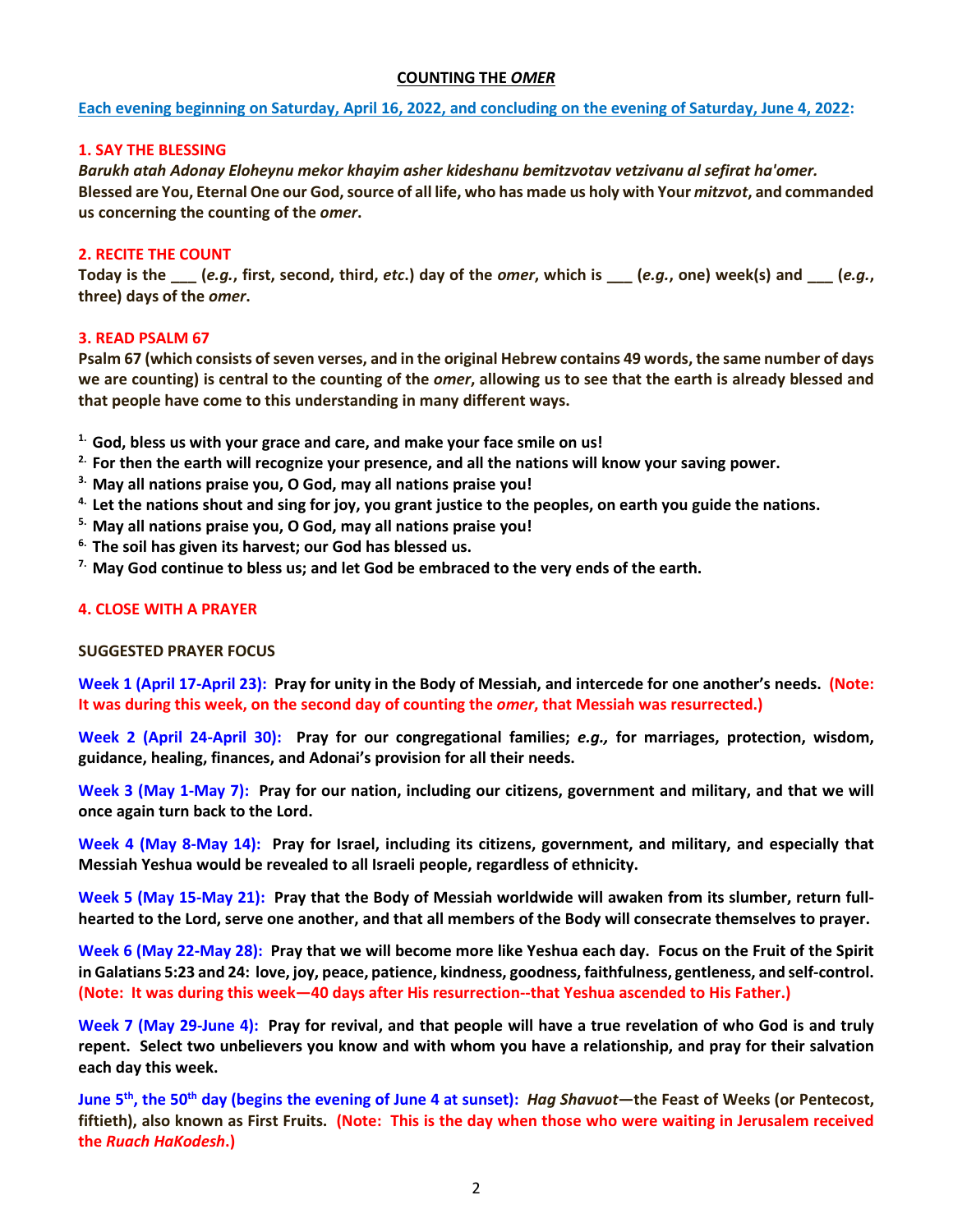## COUNTING THE *OMER*

**Each evening beginning on Saturday, April 16, 2022, and concluding on the evening of Saturday, June 4, 2022:**

### 1. SAY THE BLESSING

***Barukh atah Adonay Eloheynu mekor khayim asher kideshanu bemitzvotav vetzivanu al sefirat ha'omer.***
**Blessed are You, Eternal One our God, source of all life, who has made us holy with Your *mitzvot*, and commanded us concerning the counting of the *omer*.**

### 2. RECITE THE COUNT

**Today is the ___ (*e.g.*, first, second, third, *etc.*) day of the *omer*, which is ___ (*e.g.*, one) week(s) and ___ (*e.g.*, three) days of the *omer*.**

### 3. READ PSALM 67

**Psalm 67 (which consists of seven verses, and in the original Hebrew contains 49 words, the same number of days we are counting) is central to the counting of the *omer*, allowing us to see that the earth is already blessed and that people have come to this understanding in many different ways.**

1. **God, bless us with your grace and care, and make your face smile on us!**
2. **For then the earth will recognize your presence, and all the nations will know your saving power.**
3. **May all nations praise you, O God, may all nations praise you!**
4. **Let the nations shout and sing for joy, you grant justice to the peoples, on earth you guide the nations.**
5. **May all nations praise you, O God, may all nations praise you!**
6. **The soil has given its harvest; our God has blessed us.**
7. **May God continue to bless us; and let God be embraced to the very ends of the earth.**

### 4. CLOSE WITH A PRAYER

**SUGGESTED PRAYER FOCUS**

**Week 1 (April 17-April 23): Pray for unity in the Body of Messiah, and intercede for one another's needs. (Note: It was during this week, on the second day of counting the *omer*, that Messiah was resurrected.)**

**Week 2 (April 24-April 30): Pray for our congregational families; *e.g.,* for marriages, protection, wisdom, guidance, healing, finances, and Adonai's provision for all their needs.**

**Week 3 (May 1-May 7): Pray for our nation, including our citizens, government and military, and that we will once again turn back to the Lord.**

**Week 4 (May 8-May 14): Pray for Israel, including its citizens, government, and military, and especially that Messiah Yeshua would be revealed to all Israeli people, regardless of ethnicity.**

**Week 5 (May 15-May 21): Pray that the Body of Messiah worldwide will awaken from its slumber, return full-hearted to the Lord, serve one another, and that all members of the Body will consecrate themselves to prayer.**

**Week 6 (May 22-May 28): Pray that we will become more like Yeshua each day. Focus on the Fruit of the Spirit in Galatians 5:23 and 24: love, joy, peace, patience, kindness, goodness, faithfulness, gentleness, and self-control. (Note: It was during this week—40 days after His resurrection--that Yeshua ascended to His Father.)**

**Week 7 (May 29-June 4): Pray for revival, and that people will have a true revelation of who God is and truly repent. Select two unbelievers you know and with whom you have a relationship, and pray for their salvation each day this week.**

**June 5th, the 50th day (begins the evening of June 4 at sunset): *Hag Shavuot*—the Feast of Weeks (or Pentecost, fiftieth), also known as First Fruits. (Note: This is the day when those who were waiting in Jerusalem received the *Ruach HaKodesh*.)**